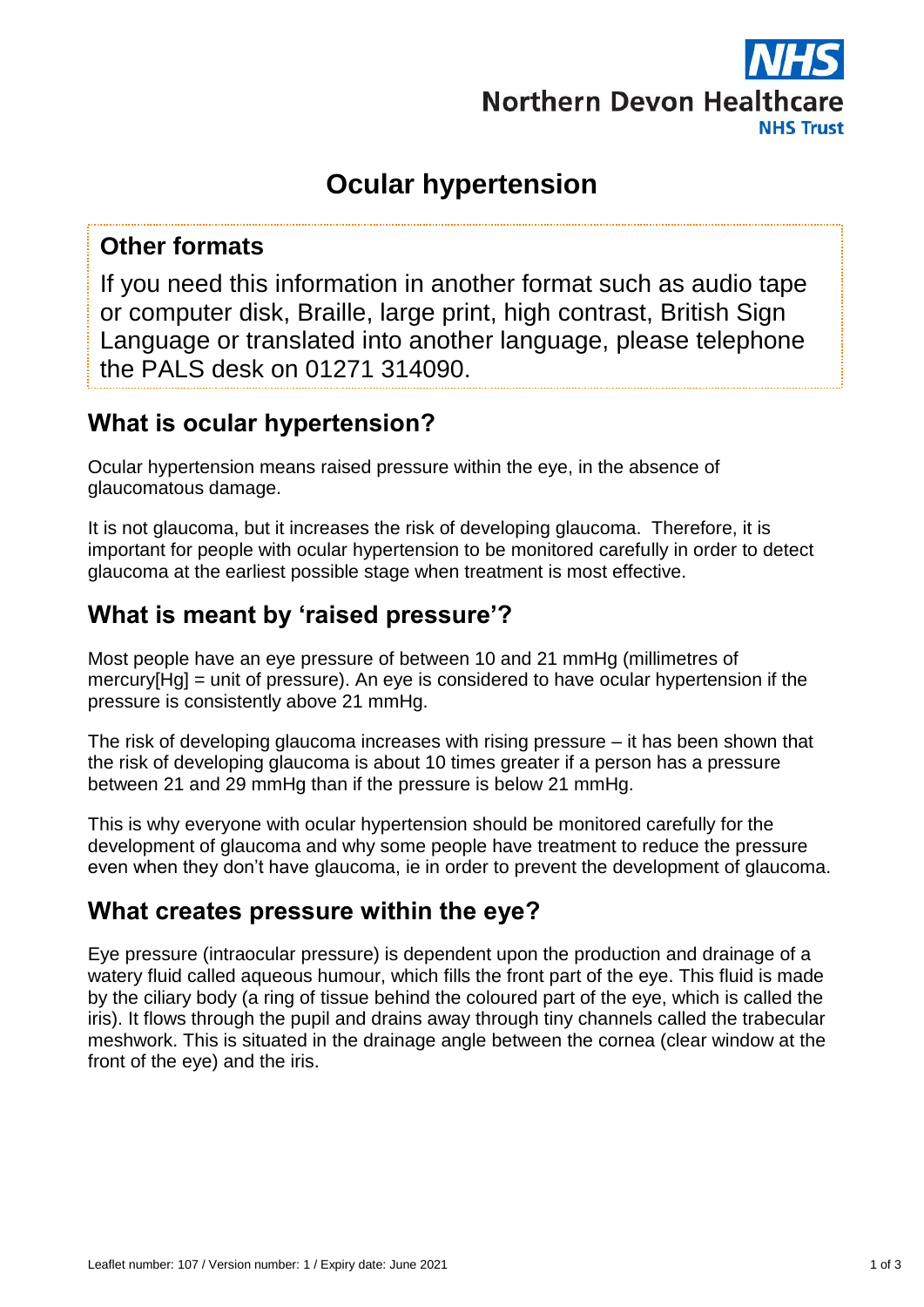Northern Devon Healthcare NHS Trust

# Ocular hypertension

## Other formats

If you need this information in another format such as audio tape or computer disk, Braille, large print, high contrast, British Sign Language or translated into another language, please telephone the PALS desk on 01271 314090.

## What is ocular hypertension?

Ocular hypertension means raised pressure within the eye, in the absence of glaucomatous damage.

It is not glaucoma, but it increases the risk of developing glaucoma. Therefore, it is important for people with ocular hypertension to be monitored carefully in order to detect glaucoma at the earliest possible stage when treatment is most effective.

## What is meant by 'raised pressure'?

Most people have an eye pressure of between 10 and 21 mmHg (millimetres of mercury[Hg] = unit of pressure). An eye is considered to have ocular hypertension if the pressure is consistently above 21 mmHg.

The risk of developing glaucoma increases with rising pressure – it has been shown that the risk of developing glaucoma is about 10 times greater if a person has a pressure between 21 and 29 mmHg than if the pressure is below 21 mmHg.

This is why everyone with ocular hypertension should be monitored carefully for the development of glaucoma and why some people have treatment to reduce the pressure even when they don't have glaucoma, ie in order to prevent the development of glaucoma.

## What creates pressure within the eye?

Eye pressure (intraocular pressure) is dependent upon the production and drainage of a watery fluid called aqueous humour, which fills the front part of the eye. This fluid is made by the ciliary body (a ring of tissue behind the coloured part of the eye, which is called the iris). It flows through the pupil and drains away through tiny channels called the trabecular meshwork. This is situated in the drainage angle between the cornea (clear window at the front of the eye) and the iris.

Leaflet number: 107 / Version number: 1 / Expiry date: June 2021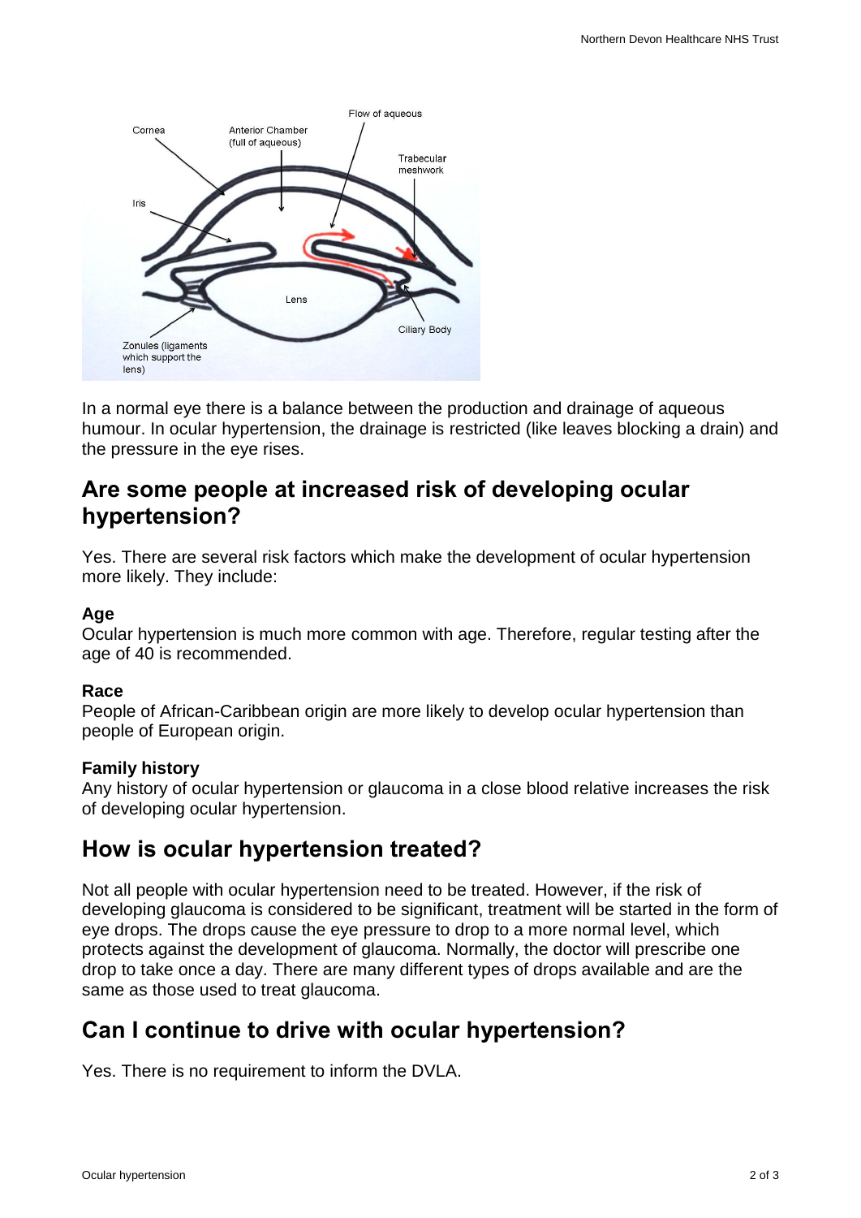In a normal eye there is a balance between the production and drainage of aqueous humour. In ocular hypertension, the drainage is restricted (like leaves blocking a drain) and the pressure in the eye rises.

## Are some people at increased risk of developing ocular hypertension?

Yes. There are several risk factors which make the development of ocular hypertension more likely. They include:

### Age

Ocular hypertension is much more common with age. Therefore, regular testing after the age of 40 is recommended.

### Race

People of African-Caribbean origin are more likely to develop ocular hypertension than people of European origin.

### Family history

Any history of ocular hypertension or glaucoma in a close blood relative increases the risk of developing ocular hypertension.

## How is ocular hypertension treated?

Not all people with ocular hypertension need to be treated. However, if the risk of developing glaucoma is considered to be significant, treatment will be started in the form of eye drops. The drops cause the eye pressure to drop to a more normal level, which protects against the development of glaucoma. Normally, the doctor will prescribe one drop to take once a day. There are many different types of drops available and are the same as those used to treat glaucoma.

## Can I continue to drive with ocular hypertension?

Yes. There is no requirement to inform the DVLA.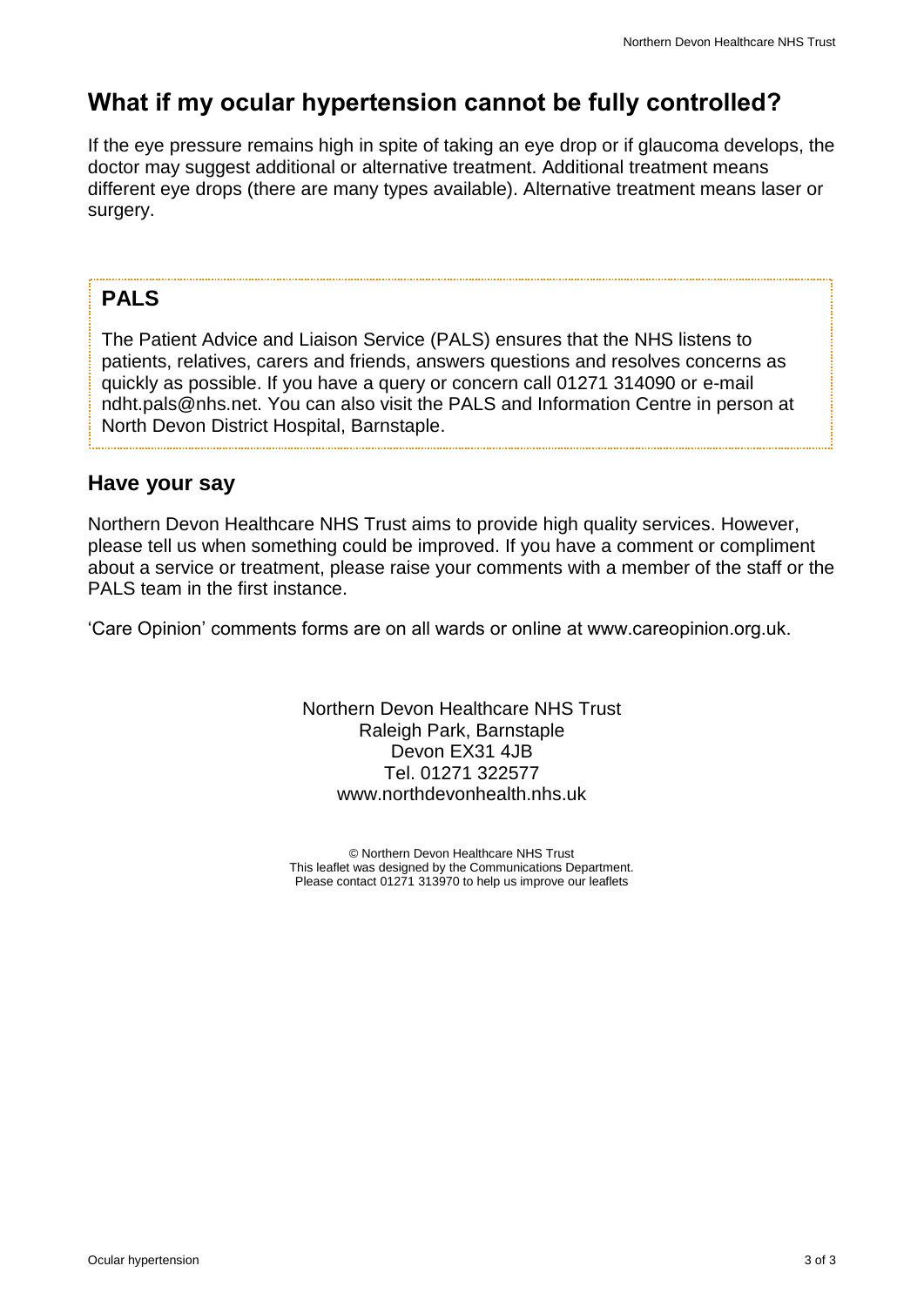## What if my ocular hypertension cannot be fully controlled?

If the eye pressure remains high in spite of taking an eye drop or if glaucoma develops, the doctor may suggest additional or alternative treatment. Additional treatment means different eye drops (there are many types available). Alternative treatment means laser or surgery.

### PALS

The Patient Advice and Liaison Service (PALS) ensures that the NHS listens to patients, relatives, carers and friends, answers questions and resolves concerns as quickly as possible. If you have a query or concern call 01271 314090 or e-mail ndht.pals@nhs.net. You can also visit the PALS and Information Centre in person at North Devon District Hospital, Barnstaple.

### Have your say

Northern Devon Healthcare NHS Trust aims to provide high quality services. However, please tell us when something could be improved. If you have a comment or compliment about a service or treatment, please raise your comments with a member of the staff or the PALS team in the first instance.

'Care Opinion' comments forms are on all wards or online at www.careopinion.org.uk.

Northern Devon Healthcare NHS Trust
Raleigh Park, Barnstaple
Devon EX31 4JB
Tel. 01271 322577
www.northdevonhealth.nhs.uk

© Northern Devon Healthcare NHS Trust
This leaflet was designed by the Communications Department.
Please contact 01271 313970 to help us improve our leaflets